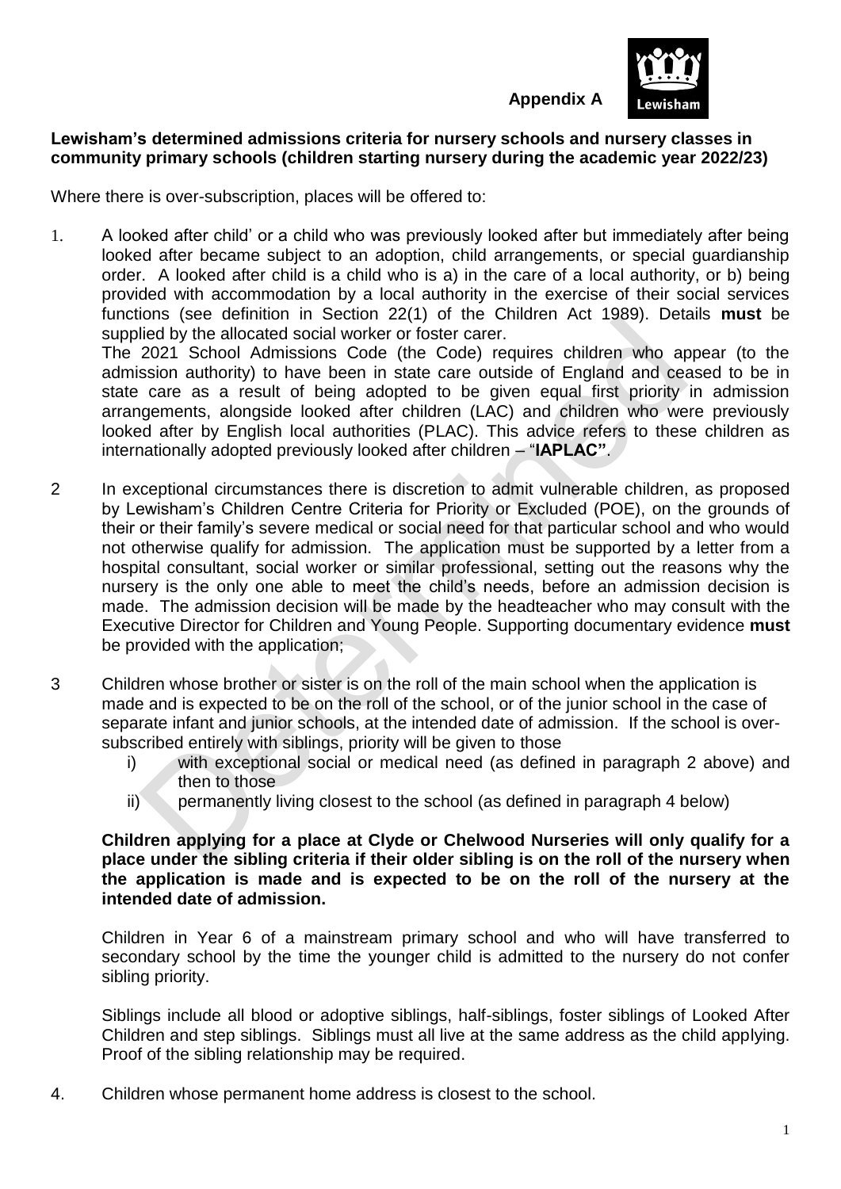**Appendix A**

**Lewisham's determined admissions criteria for nursery schools and nursery classes in community primary schools (children starting nursery during the academic year 2022/23)**

Where there is over-subscription, places will be offered to:

1. A looked after child' or a child who was previously looked after but immediately after being looked after became subject to an adoption, child arrangements, or special guardianship order. A looked after child is a child who is a) in the care of a local authority, or b) being provided with accommodation by a local authority in the exercise of their social services functions (see definition in Section 22(1) of the Children Act 1989). Details **must** be supplied by the allocated social worker or foster carer.
   The 2021 School Admissions Code (the Code) requires children who appear (to the admission authority) to have been in state care outside of England and ceased to be in state care as a result of being adopted to be given equal first priority in admission arrangements, alongside looked after children (LAC) and children who were previously looked after by English local authorities (PLAC). This advice refers to these children as internationally adopted previously looked after children – "**IAPLAC"**.

2. In exceptional circumstances there is discretion to admit vulnerable children, as proposed by Lewisham's Children Centre Criteria for Priority or Excluded (POE), on the grounds of their or their family's severe medical or social need for that particular school and who would not otherwise qualify for admission. The application must be supported by a letter from a hospital consultant, social worker or similar professional, setting out the reasons why the nursery is the only one able to meet the child's needs, before an admission decision is made. The admission decision will be made by the headteacher who may consult with the Executive Director for Children and Young People. Supporting documentary evidence **must** be provided with the application;

3. Children whose brother or sister is on the roll of the main school when the application is made and is expected to be on the roll of the school, or of the junior school in the case of separate infant and junior schools, at the intended date of admission. If the school is over-subscribed entirely with siblings, priority will be given to those
   i) with exceptional social or medical need (as defined in paragraph 2 above) and then to those
   ii) permanently living closest to the school (as defined in paragraph 4 below)

   **Children applying for a place at Clyde or Chelwood Nurseries will only qualify for a place under the sibling criteria if their older sibling is on the roll of the nursery when the application is made and is expected to be on the roll of the nursery at the intended date of admission.**

   Children in Year 6 of a mainstream primary school and who will have transferred to secondary school by the time the younger child is admitted to the nursery do not confer sibling priority.

   Siblings include all blood or adoptive siblings, half-siblings, foster siblings of Looked After Children and step siblings. Siblings must all live at the same address as the child applying. Proof of the sibling relationship may be required.

4. Children whose permanent home address is closest to the school.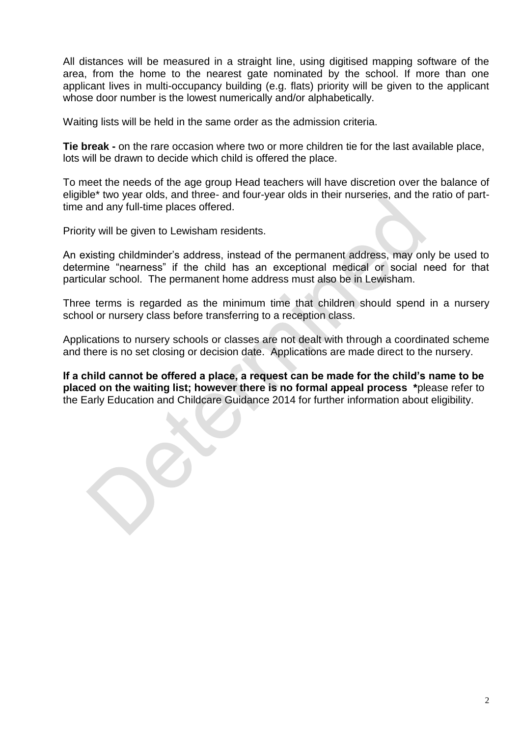All distances will be measured in a straight line, using digitised mapping software of the area, from the home to the nearest gate nominated by the school. If more than one applicant lives in multi-occupancy building (e.g. flats) priority will be given to the applicant whose door number is the lowest numerically and/or alphabetically.

Waiting lists will be held in the same order as the admission criteria.

**Tie break -** on the rare occasion where two or more children tie for the last available place, lots will be drawn to decide which child is offered the place.

To meet the needs of the age group Head teachers will have discretion over the balance of eligible* two year olds, and three- and four-year olds in their nurseries, and the ratio of part-time and any full-time places offered.

Priority will be given to Lewisham residents.

An existing childminder's address, instead of the permanent address, may only be used to determine "nearness" if the child has an exceptional medical or social need for that particular school. The permanent home address must also be in Lewisham.

Three terms is regarded as the minimum time that children should spend in a nursery school or nursery class before transferring to a reception class.

Applications to nursery schools or classes are not dealt with through a coordinated scheme and there is no set closing or decision date. Applications are made direct to the nursery.

**If a child cannot be offered a place, a request can be made for the child's name to be placed on the waiting list; however there is no formal appeal process** **\***please refer to the Early Education and Childcare Guidance 2014 for further information about eligibility.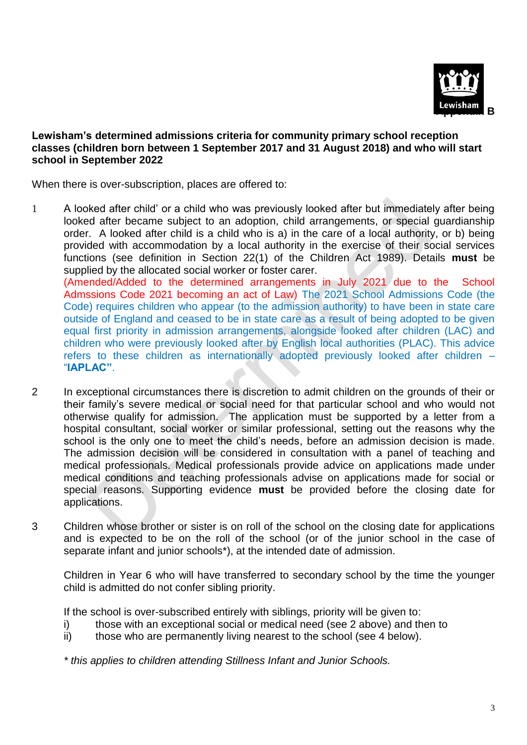**Lewisham's determined admissions criteria for community primary school reception classes (children born between 1 September 2017 and 31 August 2018) and who will start school in September 2022**

When there is over-subscription, places are offered to:

1. A looked after child' or a child who was previously looked after but immediately after being looked after became subject to an adoption, child arrangements, or special guardianship order. A looked after child is a child who is a) in the care of a local authority, or b) being provided with accommodation by a local authority in the exercise of their social services functions (see definition in Section 22(1) of the Children Act 1989). Details **must** be supplied by the allocated social worker or foster carer.
   (Amended/Added to the determined arrangements in July 2021 due to the School Admssions Code 2021 becoming an act of Law) The 2021 School Admissions Code (the Code) requires children who appear (to the admission authority) to have been in state care outside of England and ceased to be in state care as a result of being adopted to be given equal first priority in admission arrangements, alongside looked after children (LAC) and children who were previously looked after by English local authorities (PLAC). This advice refers to these children as internationally adopted previously looked after children – "**IAPLAC**".

2. In exceptional circumstances there is discretion to admit children on the grounds of their or their family's severe medical or social need for that particular school and who would not otherwise qualify for admission. The application must be supported by a letter from a hospital consultant, social worker or similar professional, setting out the reasons why the school is the only one to meet the child's needs, before an admission decision is made. The admission decision will be considered in consultation with a panel of teaching and medical professionals. Medical professionals provide advice on applications made under medical conditions and teaching professionals advise on applications made for social or special reasons. Supporting evidence **must** be provided before the closing date for applications.

3. Children whose brother or sister is on roll of the school on the closing date for applications and is expected to be on the roll of the school (or of the junior school in the case of separate infant and junior schools*), at the intended date of admission.

   Children in Year 6 who will have transferred to secondary school by the time the younger child is admitted do not confer sibling priority.

   If the school is over-subscribed entirely with siblings, priority will be given to:
   i) those with an exceptional social or medical need (see 2 above) and then to
   ii) those who are permanently living nearest to the school (see 4 below).

   *\* this applies to children attending Stillness Infant and Junior Schools.*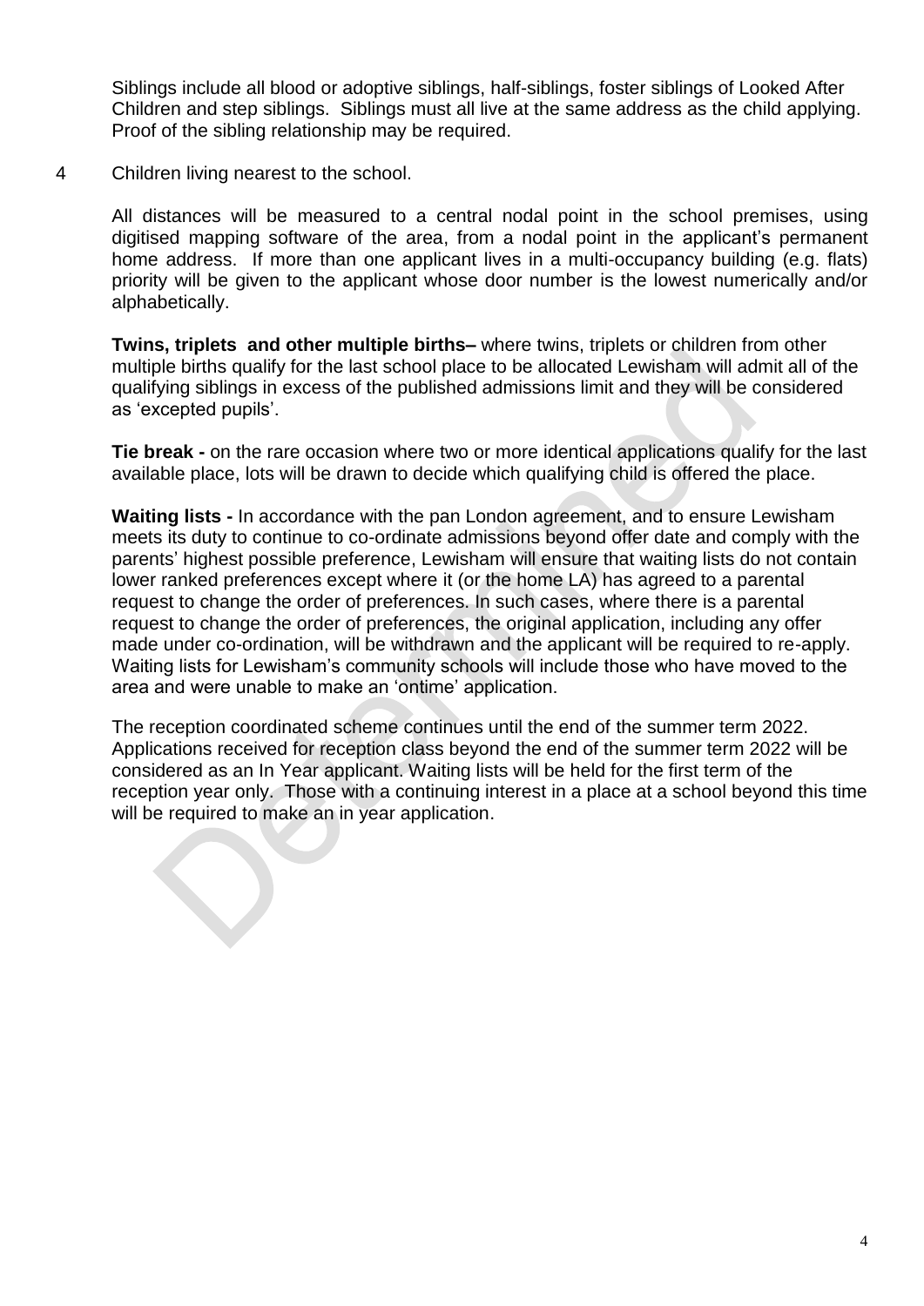Siblings include all blood or adoptive siblings, half-siblings, foster siblings of Looked After Children and step siblings. Siblings must all live at the same address as the child applying. Proof of the sibling relationship may be required.

4 Children living nearest to the school.

All distances will be measured to a central nodal point in the school premises, using digitised mapping software of the area, from a nodal point in the applicant's permanent home address. If more than one applicant lives in a multi-occupancy building (e.g. flats) priority will be given to the applicant whose door number is the lowest numerically and/or alphabetically.

**Twins, triplets and other multiple births–** where twins, triplets or children from other multiple births qualify for the last school place to be allocated Lewisham will admit all of the qualifying siblings in excess of the published admissions limit and they will be considered as 'excepted pupils'.

**Tie break -** on the rare occasion where two or more identical applications qualify for the last available place, lots will be drawn to decide which qualifying child is offered the place.

**Waiting lists -** In accordance with the pan London agreement, and to ensure Lewisham meets its duty to continue to co-ordinate admissions beyond offer date and comply with the parents' highest possible preference, Lewisham will ensure that waiting lists do not contain lower ranked preferences except where it (or the home LA) has agreed to a parental request to change the order of preferences. In such cases, where there is a parental request to change the order of preferences, the original application, including any offer made under co-ordination, will be withdrawn and the applicant will be required to re-apply. Waiting lists for Lewisham's community schools will include those who have moved to the area and were unable to make an 'ontime' application.

The reception coordinated scheme continues until the end of the summer term 2022. Applications received for reception class beyond the end of the summer term 2022 will be considered as an In Year applicant. Waiting lists will be held for the first term of the reception year only. Those with a continuing interest in a place at a school beyond this time will be required to make an in year application.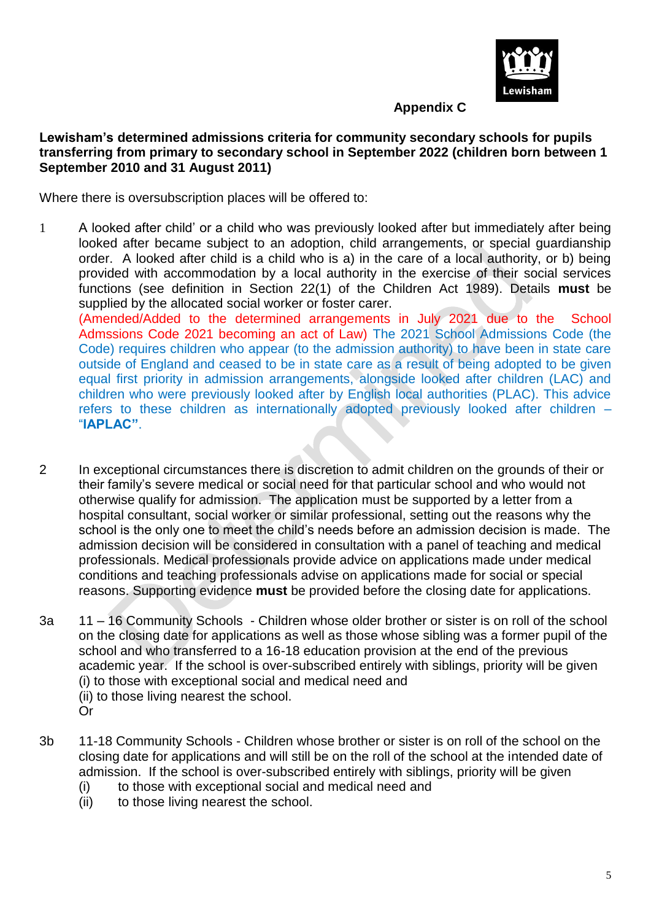**Appendix C**

**Lewisham's determined admissions criteria for community secondary schools for pupils transferring from primary to secondary school in September 2022 (children born between 1 September 2010 and 31 August 2011)**

Where there is oversubscription places will be offered to:

1. A looked after child' or a child who was previously looked after but immediately after being looked after became subject to an adoption, child arrangements, or special guardianship order. A looked after child is a child who is a) in the care of a local authority, or b) being provided with accommodation by a local authority in the exercise of their social services functions (see definition in Section 22(1) of the Children Act 1989). Details **must** be supplied by the allocated social worker or foster carer.
   (Amended/Added to the determined arrangements in July 2021 due to the School Admssions Code 2021 becoming an act of Law) The 2021 School Admissions Code (the Code) requires children who appear (to the admission authority) to have been in state care outside of England and ceased to be in state care as a result of being adopted to be given equal first priority in admission arrangements, alongside looked after children (LAC) and children who were previously looked after by English local authorities (PLAC). This advice refers to these children as internationally adopted previously looked after children – "**IAPLAC"**.

2. In exceptional circumstances there is discretion to admit children on the grounds of their or their family's severe medical or social need for that particular school and who would not otherwise qualify for admission. The application must be supported by a letter from a hospital consultant, social worker or similar professional, setting out the reasons why the school is the only one to meet the child's needs before an admission decision is made. The admission decision will be considered in consultation with a panel of teaching and medical professionals. Medical professionals provide advice on applications made under medical conditions and teaching professionals advise on applications made for social or special reasons. Supporting evidence **must** be provided before the closing date for applications.

3a. 11 – 16 Community Schools - Children whose older brother or sister is on roll of the school on the closing date for applications as well as those whose sibling was a former pupil of the school and who transferred to a 16-18 education provision at the end of the previous academic year. If the school is over-subscribed entirely with siblings, priority will be given
   (i) to those with exceptional social and medical need and
   (ii) to those living nearest the school.
   Or

3b. 11-18 Community Schools - Children whose brother or sister is on roll of the school on the closing date for applications and will still be on the roll of the school at the intended date of admission. If the school is over-subscribed entirely with siblings, priority will be given
   (i) to those with exceptional social and medical need and
   (ii) to those living nearest the school.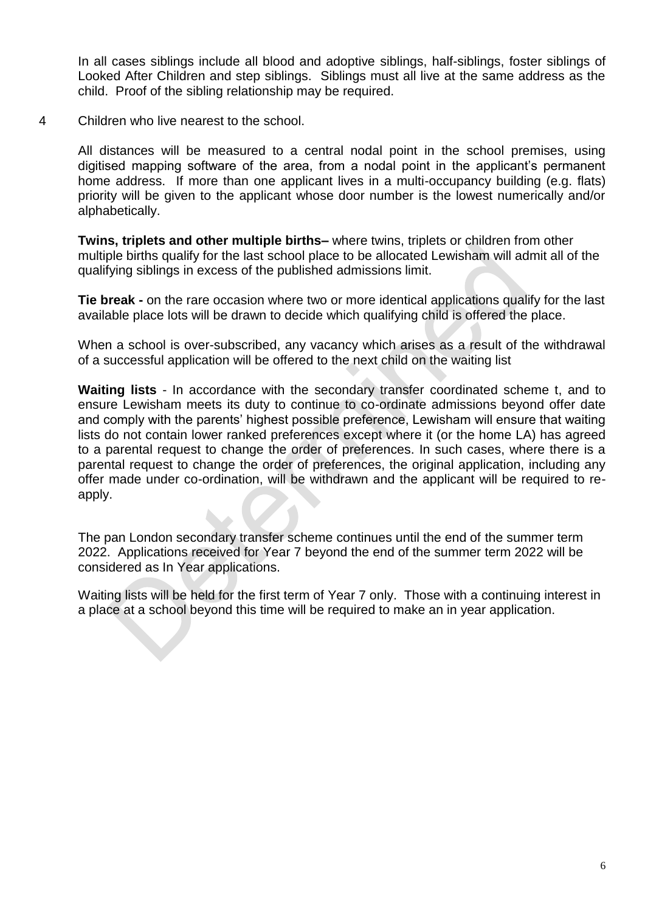In all cases siblings include all blood and adoptive siblings, half-siblings, foster siblings of Looked After Children and step siblings. Siblings must all live at the same address as the child. Proof of the sibling relationship may be required.

4 Children who live nearest to the school.

All distances will be measured to a central nodal point in the school premises, using digitised mapping software of the area, from a nodal point in the applicant's permanent home address. If more than one applicant lives in a multi-occupancy building (e.g. flats) priority will be given to the applicant whose door number is the lowest numerically and/or alphabetically.

**Twins, triplets and other multiple births–** where twins, triplets or children from other multiple births qualify for the last school place to be allocated Lewisham will admit all of the qualifying siblings in excess of the published admissions limit.

**Tie break -** on the rare occasion where two or more identical applications qualify for the last available place lots will be drawn to decide which qualifying child is offered the place.

When a school is over-subscribed, any vacancy which arises as a result of the withdrawal of a successful application will be offered to the next child on the waiting list

**Waiting lists** - In accordance with the secondary transfer coordinated scheme t, and to ensure Lewisham meets its duty to continue to co-ordinate admissions beyond offer date and comply with the parents' highest possible preference, Lewisham will ensure that waiting lists do not contain lower ranked preferences except where it (or the home LA) has agreed to a parental request to change the order of preferences. In such cases, where there is a parental request to change the order of preferences, the original application, including any offer made under co-ordination, will be withdrawn and the applicant will be required to re-apply.

The pan London secondary transfer scheme continues until the end of the summer term 2022. Applications received for Year 7 beyond the end of the summer term 2022 will be considered as In Year applications.

Waiting lists will be held for the first term of Year 7 only. Those with a continuing interest in a place at a school beyond this time will be required to make an in year application.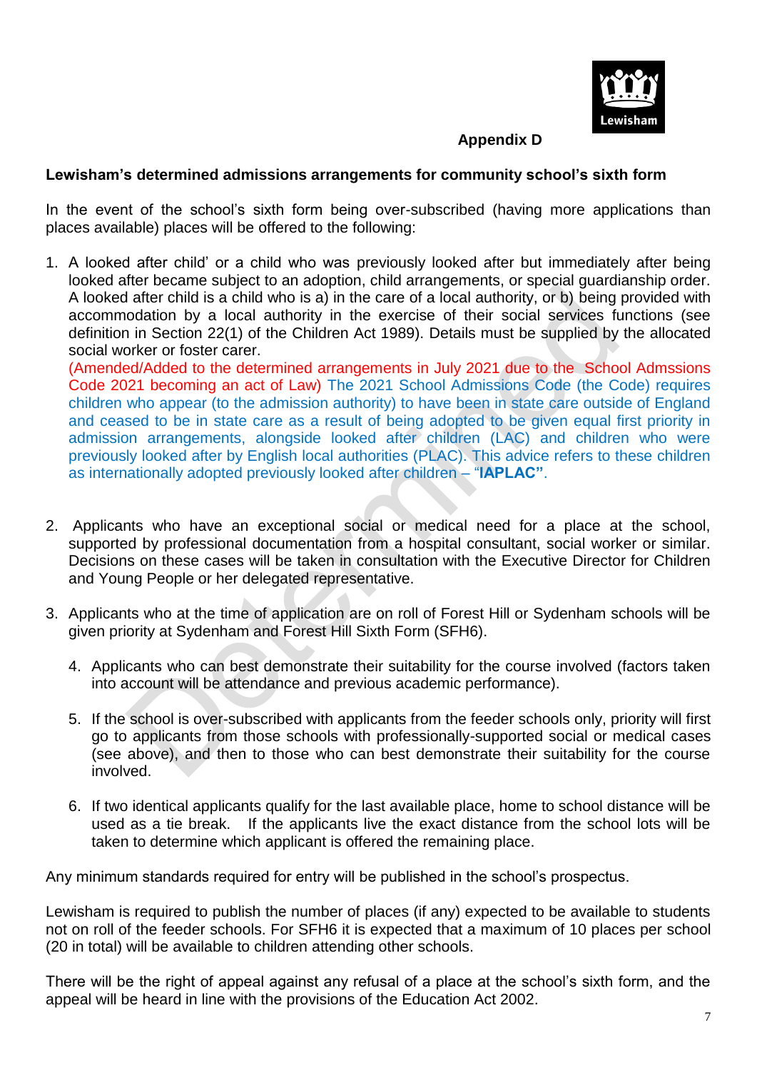**Appendix D**

**Lewisham's determined admissions arrangements for community school's sixth form**

In the event of the school's sixth form being over-subscribed (having more applications than places available) places will be offered to the following:

1. A looked after child' or a child who was previously looked after but immediately after being looked after became subject to an adoption, child arrangements, or special guardianship order. A looked after child is a child who is a) in the care of a local authority, or b) being provided with accommodation by a local authority in the exercise of their social services functions (see definition in Section 22(1) of the Children Act 1989). Details must be supplied by the allocated social worker or foster carer.
   (Amended/Added to the determined arrangements in July 2021 due to the School Admssions Code 2021 becoming an act of Law) The 2021 School Admissions Code (the Code) requires children who appear (to the admission authority) to have been in state care outside of England and ceased to be in state care as a result of being adopted to be given equal first priority in admission arrangements, alongside looked after children (LAC) and children who were previously looked after by English local authorities (PLAC). This advice refers to these children as internationally adopted previously looked after children – "**IAPLAC**".

2. Applicants who have an exceptional social or medical need for a place at the school, supported by professional documentation from a hospital consultant, social worker or similar. Decisions on these cases will be taken in consultation with the Executive Director for Children and Young People or her delegated representative.

3. Applicants who at the time of application are on roll of Forest Hill or Sydenham schools will be given priority at Sydenham and Forest Hill Sixth Form (SFH6).

4. Applicants who can best demonstrate their suitability for the course involved (factors taken into account will be attendance and previous academic performance).

5. If the school is over-subscribed with applicants from the feeder schools only, priority will first go to applicants from those schools with professionally-supported social or medical cases (see above), and then to those who can best demonstrate their suitability for the course involved.

6. If two identical applicants qualify for the last available place, home to school distance will be used as a tie break. If the applicants live the exact distance from the school lots will be taken to determine which applicant is offered the remaining place.

Any minimum standards required for entry will be published in the school's prospectus.

Lewisham is required to publish the number of places (if any) expected to be available to students not on roll of the feeder schools. For SFH6 it is expected that a maximum of 10 places per school (20 in total) will be available to children attending other schools.

There will be the right of appeal against any refusal of a place at the school's sixth form, and the appeal will be heard in line with the provisions of the Education Act 2002.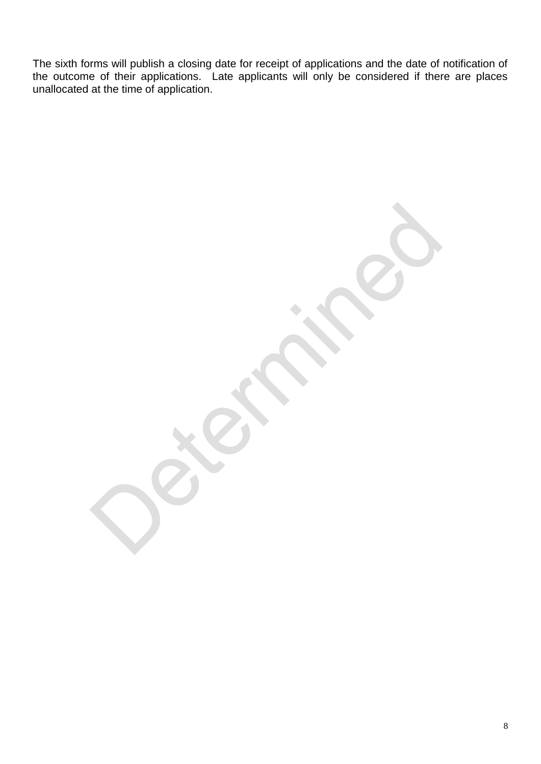The sixth forms will publish a closing date for receipt of applications and the date of notification of the outcome of their applications.  Late applicants will only be considered if there are places unallocated at the time of application.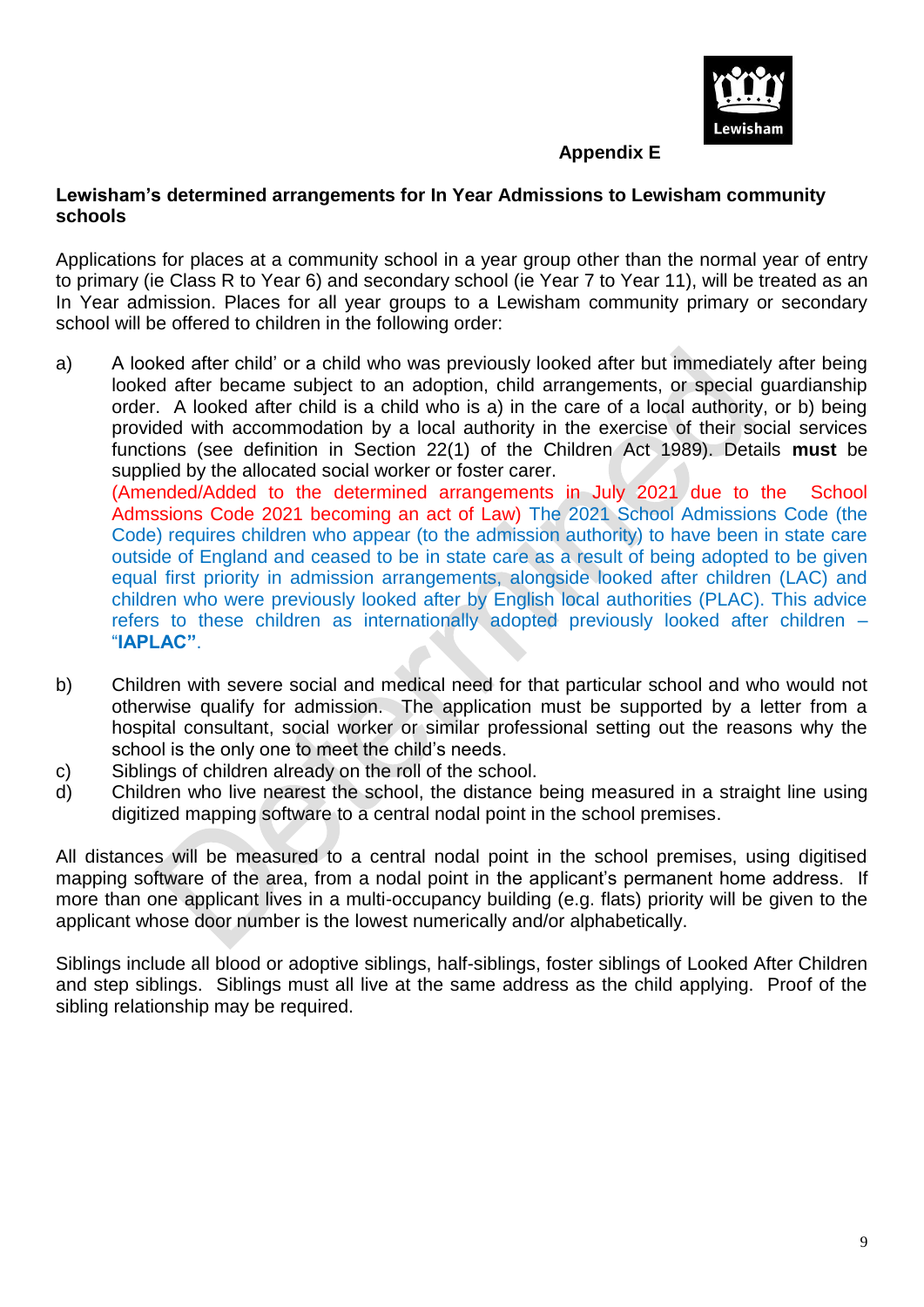**Appendix E**

**Lewisham's determined arrangements for In Year Admissions to Lewisham community schools**

Applications for places at a community school in a year group other than the normal year of entry to primary (ie Class R to Year 6) and secondary school (ie Year 7 to Year 11), will be treated as an In Year admission. Places for all year groups to a Lewisham community primary or secondary school will be offered to children in the following order:

a) A looked after child' or a child who was previously looked after but immediately after being looked after became subject to an adoption, child arrangements, or special guardianship order. A looked after child is a child who is a) in the care of a local authority, or b) being provided with accommodation by a local authority in the exercise of their social services functions (see definition in Section 22(1) of the Children Act 1989). Details **must** be supplied by the allocated social worker or foster carer.
(Amended/Added to the determined arrangements in July 2021 due to the School Admssions Code 2021 becoming an act of Law) The 2021 School Admissions Code (the Code) requires children who appear (to the admission authority) to have been in state care outside of England and ceased to be in state care as a result of being adopted to be given equal first priority in admission arrangements, alongside looked after children (LAC) and children who were previously looked after by English local authorities (PLAC). This advice refers to these children as internationally adopted previously looked after children – "**IAPLAC"**.

b) Children with severe social and medical need for that particular school and who would not otherwise qualify for admission. The application must be supported by a letter from a hospital consultant, social worker or similar professional setting out the reasons why the school is the only one to meet the child's needs.

c) Siblings of children already on the roll of the school.

d) Children who live nearest the school, the distance being measured in a straight line using digitized mapping software to a central nodal point in the school premises.

All distances will be measured to a central nodal point in the school premises, using digitised mapping software of the area, from a nodal point in the applicant's permanent home address. If more than one applicant lives in a multi-occupancy building (e.g. flats) priority will be given to the applicant whose door number is the lowest numerically and/or alphabetically.

Siblings include all blood or adoptive siblings, half-siblings, foster siblings of Looked After Children and step siblings. Siblings must all live at the same address as the child applying. Proof of the sibling relationship may be required.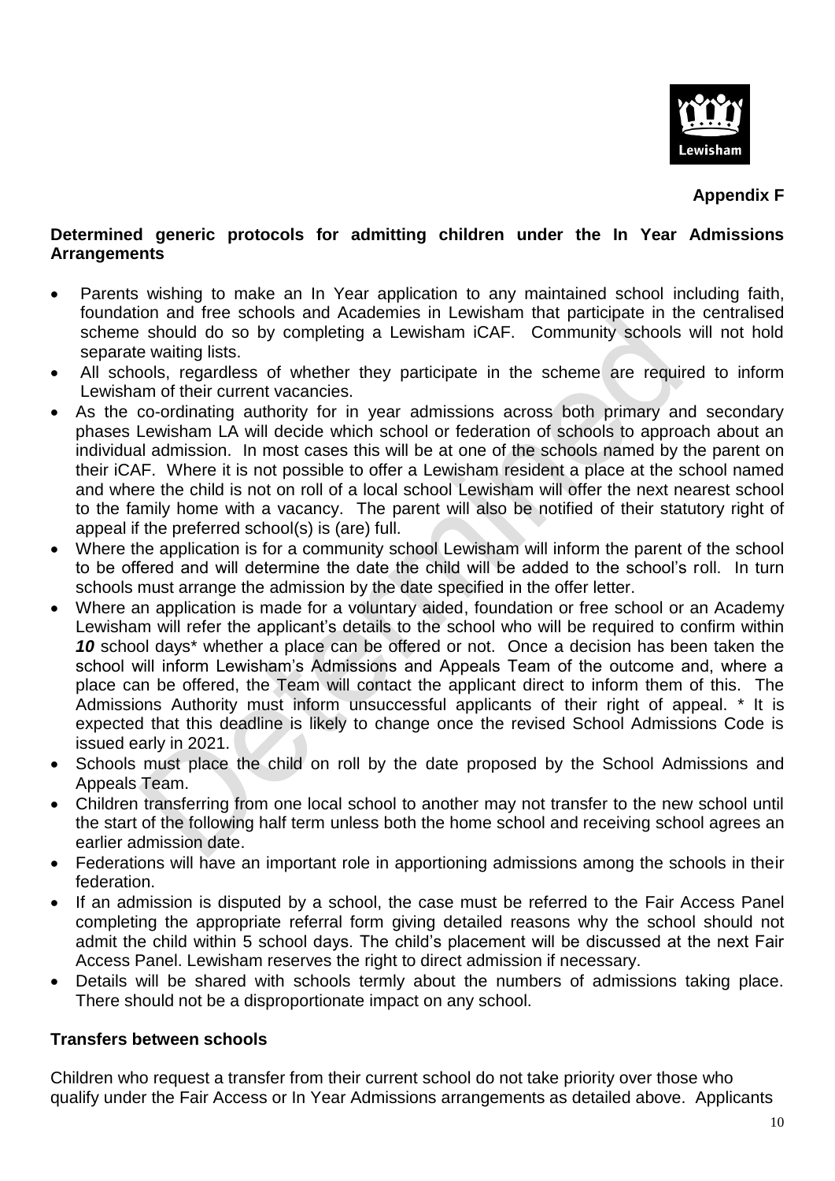**Appendix F**

**Determined generic protocols for admitting children under the In Year Admissions Arrangements**

- Parents wishing to make an In Year application to any maintained school including faith, foundation and free schools and Academies in Lewisham that participate in the centralised scheme should do so by completing a Lewisham iCAF. Community schools will not hold separate waiting lists.
- All schools, regardless of whether they participate in the scheme are required to inform Lewisham of their current vacancies.
- As the co-ordinating authority for in year admissions across both primary and secondary phases Lewisham LA will decide which school or federation of schools to approach about an individual admission. In most cases this will be at one of the schools named by the parent on their iCAF. Where it is not possible to offer a Lewisham resident a place at the school named and where the child is not on roll of a local school Lewisham will offer the next nearest school to the family home with a vacancy. The parent will also be notified of their statutory right of appeal if the preferred school(s) is (are) full.
- Where the application is for a community school Lewisham will inform the parent of the school to be offered and will determine the date the child will be added to the school's roll. In turn schools must arrange the admission by the date specified in the offer letter.
- Where an application is made for a voluntary aided, foundation or free school or an Academy Lewisham will refer the applicant's details to the school who will be required to confirm within ***10*** school days* whether a place can be offered or not. Once a decision has been taken the school will inform Lewisham's Admissions and Appeals Team of the outcome and, where a place can be offered, the Team will contact the applicant direct to inform them of this. The Admissions Authority must inform unsuccessful applicants of their right of appeal. * It is expected that this deadline is likely to change once the revised School Admissions Code is issued early in 2021.
- Schools must place the child on roll by the date proposed by the School Admissions and Appeals Team.
- Children transferring from one local school to another may not transfer to the new school until the start of the following half term unless both the home school and receiving school agrees an earlier admission date.
- Federations will have an important role in apportioning admissions among the schools in their federation.
- If an admission is disputed by a school, the case must be referred to the Fair Access Panel completing the appropriate referral form giving detailed reasons why the school should not admit the child within 5 school days. The child's placement will be discussed at the next Fair Access Panel. Lewisham reserves the right to direct admission if necessary.
- Details will be shared with schools termly about the numbers of admissions taking place. There should not be a disproportionate impact on any school.

**Transfers between schools**

Children who request a transfer from their current school do not take priority over those who qualify under the Fair Access or In Year Admissions arrangements as detailed above. Applicants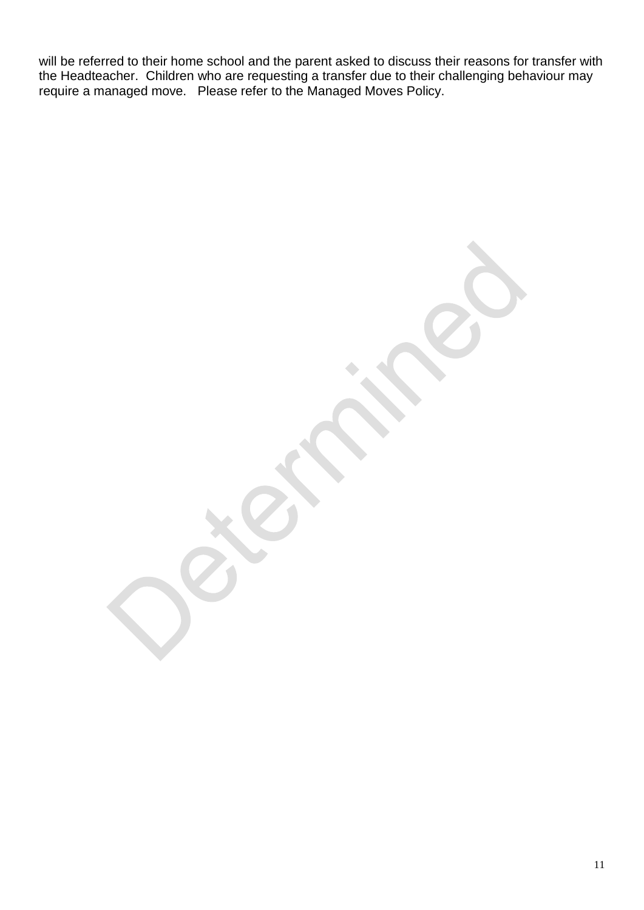will be referred to their home school and the parent asked to discuss their reasons for transfer with the Headteacher. Children who are requesting a transfer due to their challenging behaviour may require a managed move. Please refer to the Managed Moves Policy.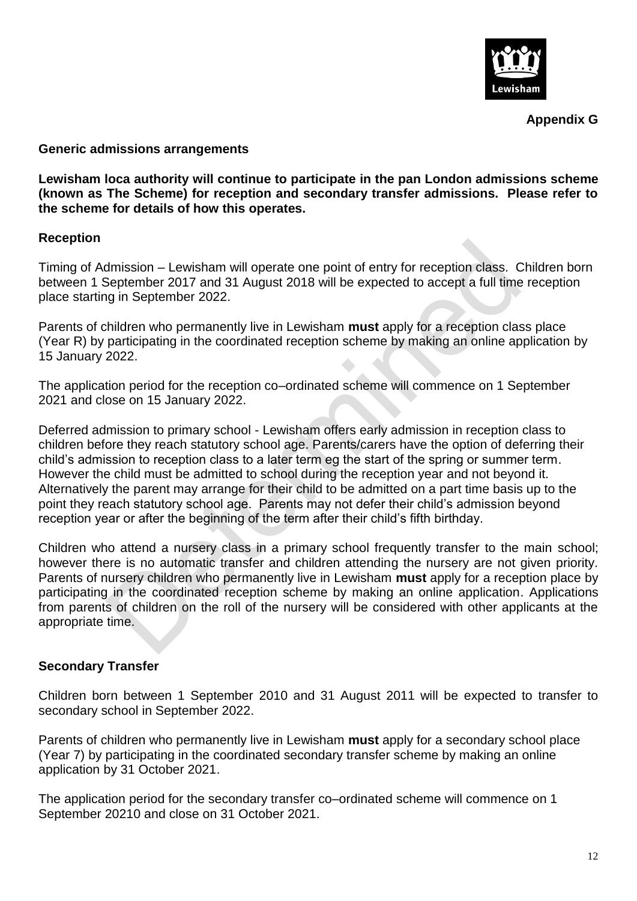**Appendix G**

**Generic admissions arrangements**

**Lewisham loca authority will continue to participate in the pan London admissions scheme (known as The Scheme) for reception and secondary transfer admissions. Please refer to the scheme for details of how this operates.**

**Reception**

Timing of Admission – Lewisham will operate one point of entry for reception class. Children born between 1 September 2017 and 31 August 2018 will be expected to accept a full time reception place starting in September 2022.

Parents of children who permanently live in Lewisham **must** apply for a reception class place (Year R) by participating in the coordinated reception scheme by making an online application by 15 January 2022.

The application period for the reception co–ordinated scheme will commence on 1 September 2021 and close on 15 January 2022.

Deferred admission to primary school - Lewisham offers early admission in reception class to children before they reach statutory school age. Parents/carers have the option of deferring their child's admission to reception class to a later term eg the start of the spring or summer term. However the child must be admitted to school during the reception year and not beyond it. Alternatively the parent may arrange for their child to be admitted on a part time basis up to the point they reach statutory school age. Parents may not defer their child's admission beyond reception year or after the beginning of the term after their child's fifth birthday.

Children who attend a nursery class in a primary school frequently transfer to the main school; however there is no automatic transfer and children attending the nursery are not given priority. Parents of nursery children who permanently live in Lewisham **must** apply for a reception place by participating in the coordinated reception scheme by making an online application. Applications from parents of children on the roll of the nursery will be considered with other applicants at the appropriate time.

**Secondary Transfer**

Children born between 1 September 2010 and 31 August 2011 will be expected to transfer to secondary school in September 2022.

Parents of children who permanently live in Lewisham **must** apply for a secondary school place (Year 7) by participating in the coordinated secondary transfer scheme by making an online application by 31 October 2021.

The application period for the secondary transfer co–ordinated scheme will commence on 1 September 20210 and close on 31 October 2021.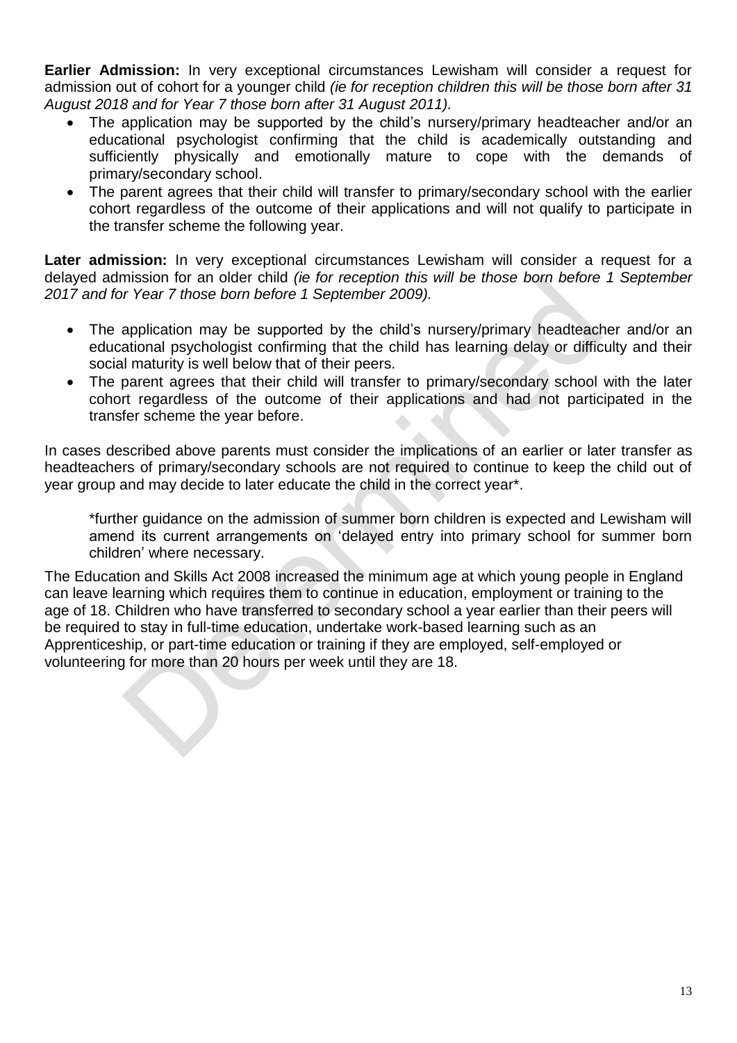**Earlier Admission:** In very exceptional circumstances Lewisham will consider a request for admission out of cohort for a younger child *(ie for reception children this will be those born after 31 August 2018 and for Year 7 those born after 31 August 2011).*

- The application may be supported by the child's nursery/primary headteacher and/or an educational psychologist confirming that the child is academically outstanding and sufficiently physically and emotionally mature to cope with the demands of primary/secondary school.
- The parent agrees that their child will transfer to primary/secondary school with the earlier cohort regardless of the outcome of their applications and will not qualify to participate in the transfer scheme the following year.

**Later admission:** In very exceptional circumstances Lewisham will consider a request for a delayed admission for an older child *(ie for reception this will be those born before 1 September 2017 and for Year 7 those born before 1 September 2009).*

- The application may be supported by the child's nursery/primary headteacher and/or an educational psychologist confirming that the child has learning delay or difficulty and their social maturity is well below that of their peers.
- The parent agrees that their child will transfer to primary/secondary school with the later cohort regardless of the outcome of their applications and had not participated in the transfer scheme the year before.

In cases described above parents must consider the implications of an earlier or later transfer as headteachers of primary/secondary schools are not required to continue to keep the child out of year group and may decide to later educate the child in the correct year*.

> *further guidance on the admission of summer born children is expected and Lewisham will amend its current arrangements on 'delayed entry into primary school for summer born children' where necessary.

The Education and Skills Act 2008 increased the minimum age at which young people in England can leave learning which requires them to continue in education, employment or training to the age of 18. Children who have transferred to secondary school a year earlier than their peers will be required to stay in full-time education, undertake work-based learning such as an Apprenticeship, or part-time education or training if they are employed, self-employed or volunteering for more than 20 hours per week until they are 18.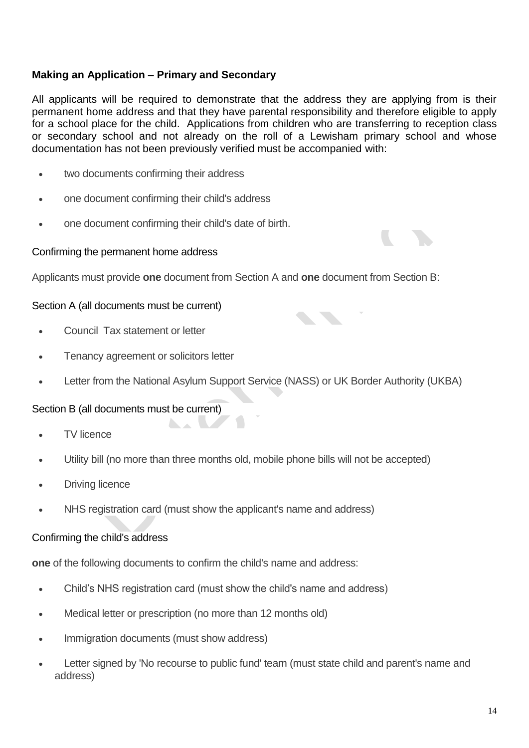**Making an Application – Primary and Secondary**

All applicants will be required to demonstrate that the address they are applying from is their permanent home address and that they have parental responsibility and therefore eligible to apply for a school place for the child. Applications from children who are transferring to reception class or secondary school and not already on the roll of a Lewisham primary school and whose documentation has not been previously verified must be accompanied with:

- two documents confirming their address
- one document confirming their child's address
- one document confirming their child's date of birth.

Confirming the permanent home address

Applicants must provide **one** document from Section A and **one** document from Section B:

Section A (all documents must be current)

- Council Tax statement or letter
- Tenancy agreement or solicitors letter
- Letter from the National Asylum Support Service (NASS) or UK Border Authority (UKBA)

Section B (all documents must be current)

- TV licence
- Utility bill (no more than three months old, mobile phone bills will not be accepted)
- Driving licence
- NHS registration card (must show the applicant's name and address)

Confirming the child's address

**one** of the following documents to confirm the child's name and address:

- Child's NHS registration card (must show the child's name and address)
- Medical letter or prescription (no more than 12 months old)
- Immigration documents (must show address)
- Letter signed by 'No recourse to public fund' team (must state child and parent's name and address)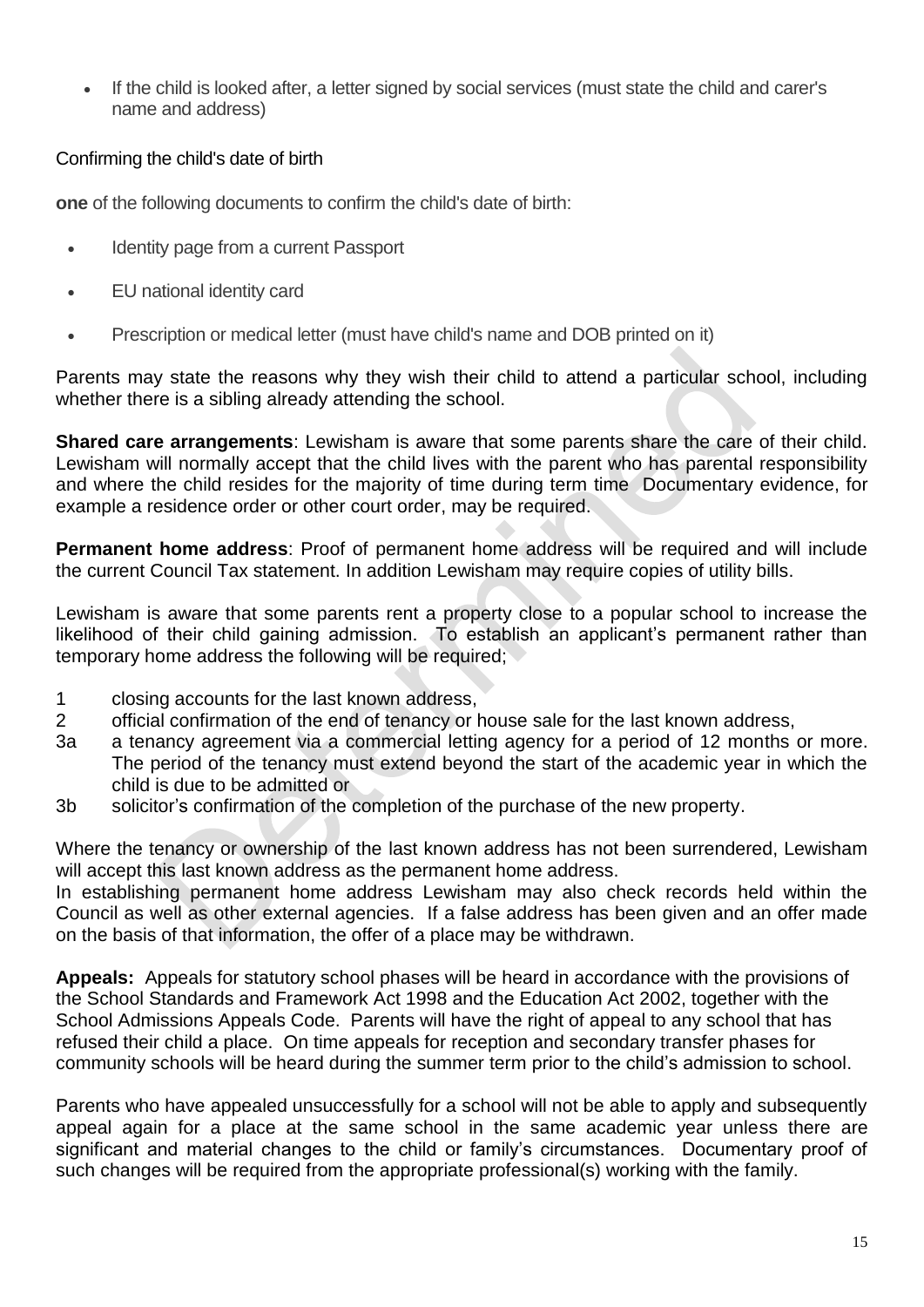- If the child is looked after, a letter signed by social services (must state the child and carer's name and address)

Confirming the child's date of birth

**one** of the following documents to confirm the child's date of birth:

- Identity page from a current Passport
- EU national identity card
- Prescription or medical letter (must have child's name and DOB printed on it)

Parents may state the reasons why they wish their child to attend a particular school, including whether there is a sibling already attending the school.

**Shared care arrangements**: Lewisham is aware that some parents share the care of their child. Lewisham will normally accept that the child lives with the parent who has parental responsibility and where the child resides for the majority of time during term time Documentary evidence, for example a residence order or other court order, may be required.

**Permanent home address**: Proof of permanent home address will be required and will include the current Council Tax statement. In addition Lewisham may require copies of utility bills.

Lewisham is aware that some parents rent a property close to a popular school to increase the likelihood of their child gaining admission. To establish an applicant's permanent rather than temporary home address the following will be required;

1 closing accounts for the last known address,

2 official confirmation of the end of tenancy or house sale for the last known address,

3a a tenancy agreement via a commercial letting agency for a period of 12 months or more. The period of the tenancy must extend beyond the start of the academic year in which the child is due to be admitted or

3b solicitor's confirmation of the completion of the purchase of the new property.

Where the tenancy or ownership of the last known address has not been surrendered, Lewisham will accept this last known address as the permanent home address.
In establishing permanent home address Lewisham may also check records held within the Council as well as other external agencies. If a false address has been given and an offer made on the basis of that information, the offer of a place may be withdrawn.

**Appeals:** Appeals for statutory school phases will be heard in accordance with the provisions of the School Standards and Framework Act 1998 and the Education Act 2002, together with the School Admissions Appeals Code. Parents will have the right of appeal to any school that has refused their child a place. On time appeals for reception and secondary transfer phases for community schools will be heard during the summer term prior to the child's admission to school.

Parents who have appealed unsuccessfully for a school will not be able to apply and subsequently appeal again for a place at the same school in the same academic year unless there are significant and material changes to the child or family's circumstances. Documentary proof of such changes will be required from the appropriate professional(s) working with the family.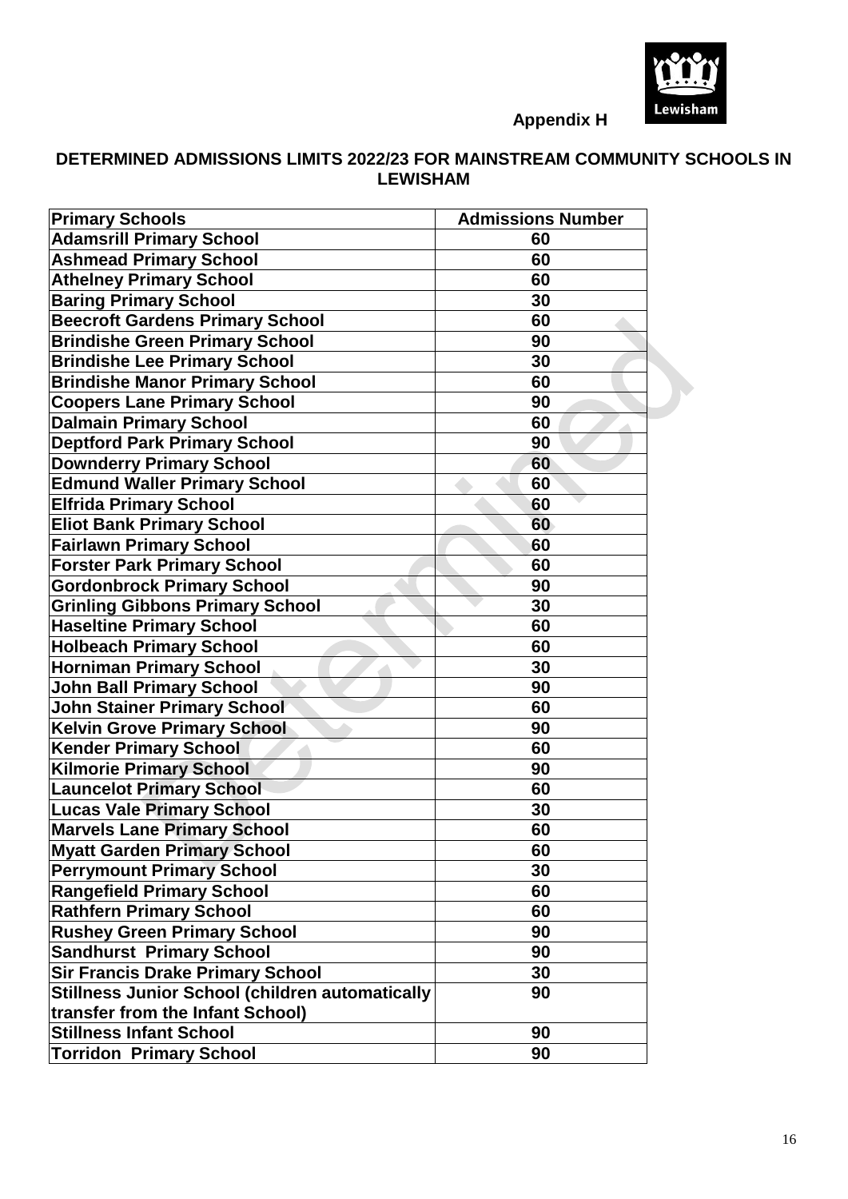**Appendix H**

**DETERMINED ADMISSIONS LIMITS 2022/23 FOR MAINSTREAM COMMUNITY SCHOOLS IN LEWISHAM**

| Primary Schools | Admissions Number |
|---|---|
| Adamsrill Primary School | 60 |
| Ashmead Primary School | 60 |
| Athelney Primary School | 60 |
| Baring Primary School | 30 |
| Beecroft Gardens Primary School | 60 |
| Brindishe Green Primary School | 90 |
| Brindishe Lee Primary School | 30 |
| Brindishe Manor Primary School | 60 |
| Coopers Lane Primary School | 90 |
| Dalmain Primary School | 60 |
| Deptford Park Primary School | 90 |
| Downderry Primary School | 60 |
| Edmund Waller Primary School | 60 |
| Elfrida Primary School | 60 |
| Eliot Bank Primary School | 60 |
| Fairlawn Primary School | 60 |
| Forster Park Primary School | 60 |
| Gordonbrock Primary School | 90 |
| Grinling Gibbons Primary School | 30 |
| Haseltine Primary School | 60 |
| Holbeach Primary School | 60 |
| Horniman Primary School | 30 |
| John Ball Primary School | 90 |
| John Stainer Primary School | 60 |
| Kelvin Grove Primary School | 90 |
| Kender Primary School | 60 |
| Kilmorie Primary School | 90 |
| Launcelot Primary School | 60 |
| Lucas Vale Primary School | 30 |
| Marvels Lane Primary School | 60 |
| Myatt Garden Primary School | 60 |
| Perrymount Primary School | 30 |
| Rangefield Primary School | 60 |
| Rathfern Primary School | 60 |
| Rushey Green Primary School | 90 |
| Sandhurst Primary School | 90 |
| Sir Francis Drake Primary School | 30 |
| Stillness Junior School (children automatically transfer from the Infant School) | 90 |
| Stillness Infant School | 90 |
| Torridon Primary School | 90 |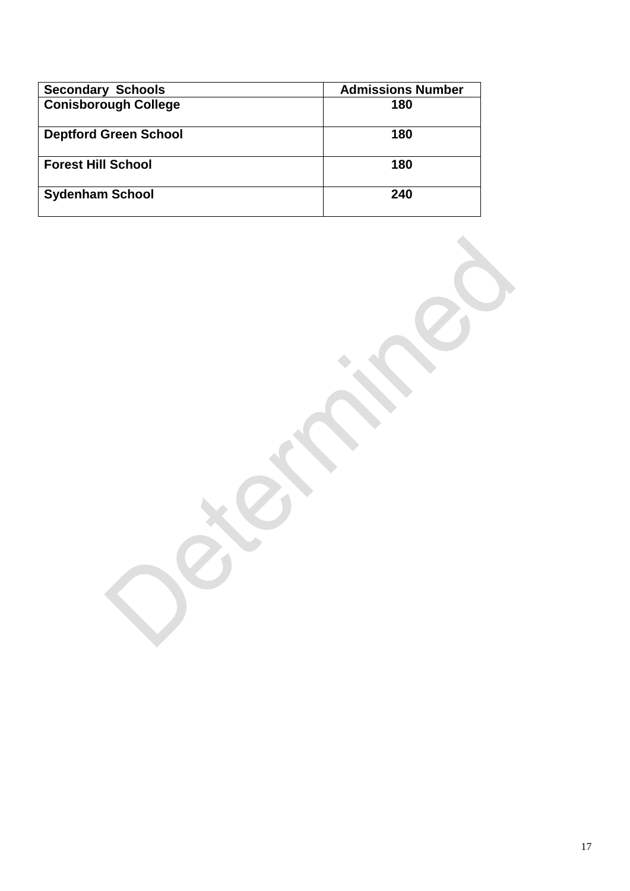| **Secondary Schools** | **Admissions Number** |
|---|---|
| **Conisborough College** | **180** |
| **Deptford Green School** | **180** |
| **Forest Hill School** | **180** |
| **Sydenham School** | **240** |

Determined